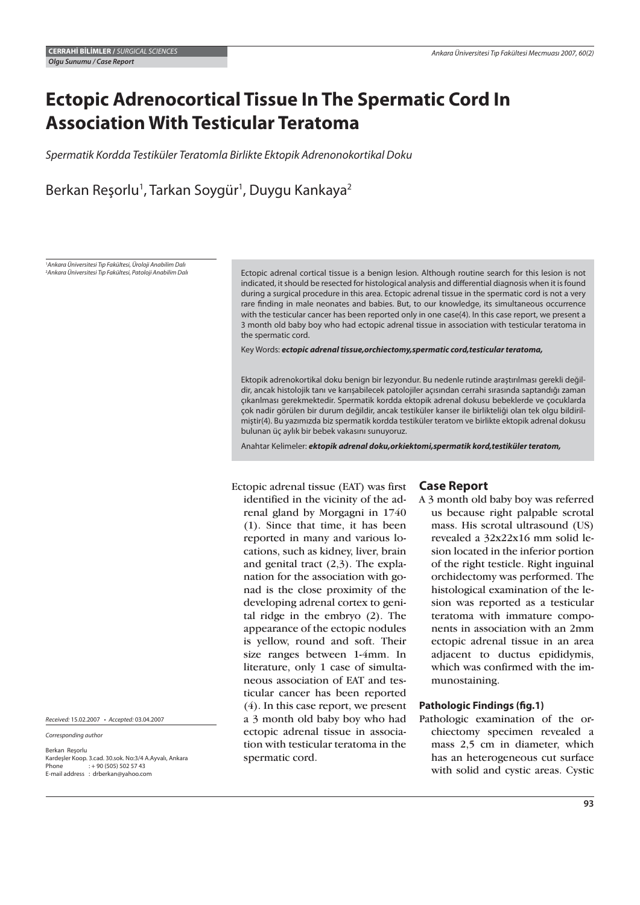CERRAHİ BİLİMLER / *SURGICAL SCIENCES*

***Olgu Sunumu / Case Report***

# Ectopic Adrenocortical Tissue In The Spermatic Cord In Association With Testicular Teratoma

*Spermatik Kordda Testiküler Teratomla Birlikte Ektopik Adrenonokortikal Doku*

Berkan Reşorlu[1], Tarkan Soygür[1], Duygu Kankaya[2]

[1]*Ankara Üniversitesi Tıp Fakültesi, Üroloji Anabilim Dalı*
[2]*Ankara Üniversitesi Tıp Fakültesi, Patoloji Anabilim Dalı*

Ectopic adrenal cortical tissue is a benign lesion. Although routine search for this lesion is not indicated, it should be resected for histological analysis and differential diagnosis when it is found during a surgical procedure in this area. Ectopic adrenal tissue in the spermatic cord is not a very rare finding in male neonates and babies. But, to our knowledge, its simultaneous occurrence with the testicular cancer has been reported only in one case(4). In this case report, we present a 3 month old baby boy who had ectopic adrenal tissue in association with testicular teratoma in the spermatic cord.

Key Words: ***ectopic adrenal tissue,orchiectomy,spermatic cord,testicular teratoma,***

Ektopik adrenokortikal doku benign bir lezyondur. Bu nedenle rutinde araştırılması gerekli değildir, ancak histolojik tanı ve karışabilecek patolojiler açısından cerrahi sırasında saptandığı zaman çıkarılması gerekmektedir. Spermatik kordda ektopik adrenal dokusu bebeklerde ve çocuklarda çok nadir görülen bir durum değildir, ancak testiküler kanser ile birlikteliği olan tek olgu bildirilmiştir(4). Bu yazımızda biz spermatik kordda testiküler teratom ve birlikte ektopik adrenal dokusu bulunan üç aylık bir bebek vakasını sunuyoruz.

Anahtar Kelimeler: ***ektopik adrenal doku,orkiektomi,spermatik kord,testiküler teratom,***

*Received:* 15.02.2007 • *Accepted:* 03.04.2007

*Corresponding author*

Berkan Reşorlu
Kardeşler Koop. 3.cad. 30.sok. No:3/4 A.Ayvalı, Ankara
Phone : + 90 (505) 502 57 43
E-mail address : drberkan@yahoo.com

Ectopic adrenal tissue (EAT) was first identified in the vicinity of the adrenal gland by Morgagni in 1740 (1). Since that time, it has been reported in many and various locations, such as kidney, liver, brain and genital tract (2,3). The explanation for the association with gonad is the close proximity of the developing adrenal cortex to genital ridge in the embryo (2). The appearance of the ectopic nodules is yellow, round and soft. Their size ranges between 1-4mm. In literature, only 1 case of simultaneous association of EAT and testicular cancer has been reported (4). In this case report, we present a 3 month old baby boy who had ectopic adrenal tissue in association with testicular teratoma in the spermatic cord.

## Case Report

A 3 month old baby boy was referred us because right palpable scrotal mass. His scrotal ultrasound (US) revealed a 32x22x16 mm solid lesion located in the inferior portion of the right testicle. Right inguinal orchidectomy was performed. The histological examination of the lesion was reported as a testicular teratoma with immature components in association with an 2mm ectopic adrenal tissue in an area adjacent to ductus epididymis, which was confirmed with the immunostaining.

### Pathologic Findings (fig.1)

Pathologic examination of the orchiectomy specimen revealed a mass 2,5 cm in diameter, which has an heterogeneous cut surface with solid and cystic areas. Cystic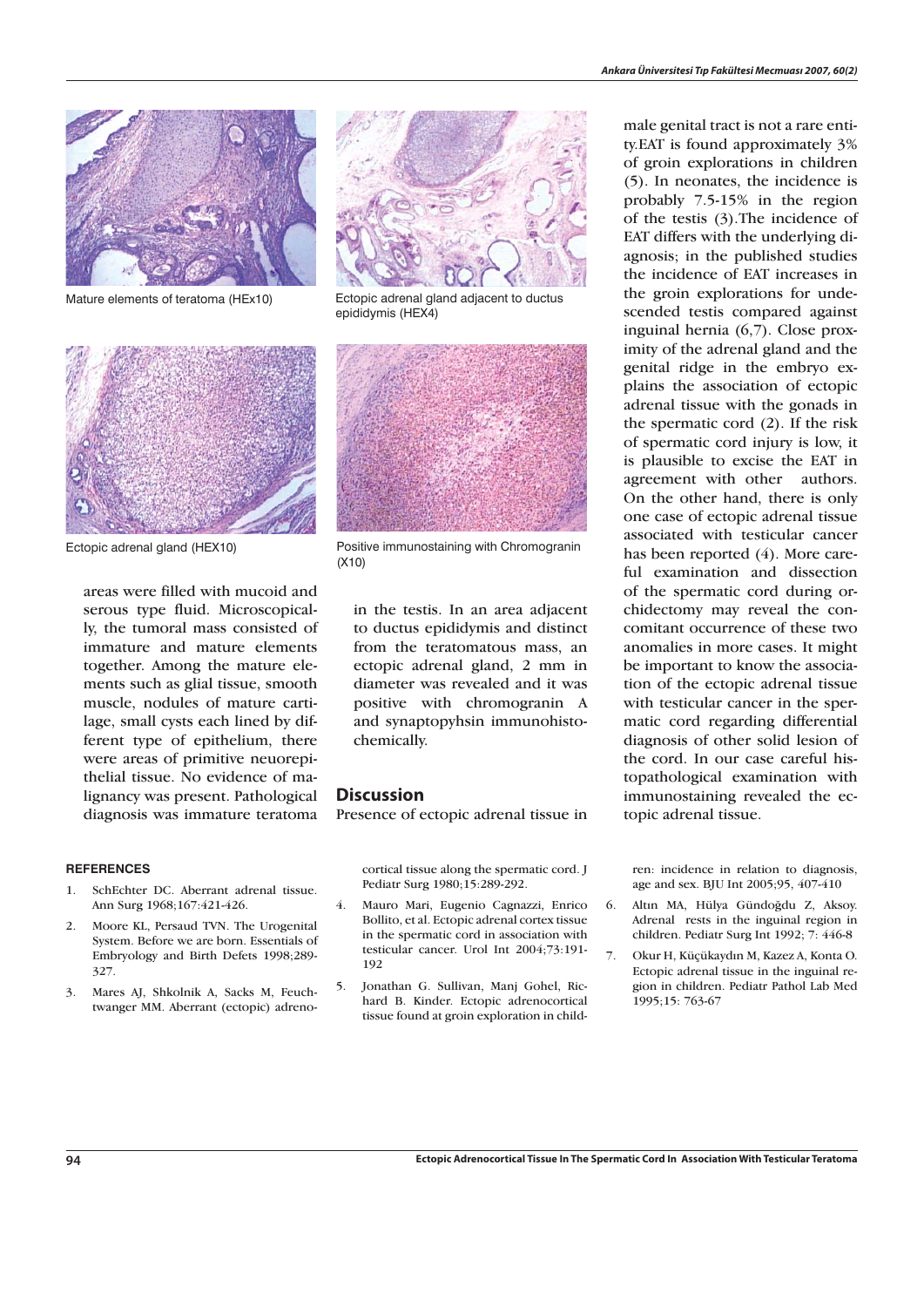Mature elements of teratoma (HEx10)

Ectopic adrenal gland adjacent to ductus epididymis (HEX4)

Ectopic adrenal gland (HEX10)

Positive immunostaining with Chromogranin (X10)

areas were filled with mucoid and serous type fluid. Microscopically, the tumoral mass consisted of immature and mature elements together. Among the mature elements such as glial tissue, smooth muscle, nodules of mature cartilage, small cysts each lined by different type of epithelium, there were areas of primitive neuroepithelial tissue. No evidence of malignancy was present. Pathological diagnosis was immature teratoma in the testis. In an area adjacent to ductus epididymis and distinct from the teratomatous mass, an ectopic adrenal gland, 2 mm in diameter was revealed and it was positive with chromogranin A and synaptopyhsin immunohistochemically.

## Discussion

Presence of ectopic adrenal tissue in male genital tract is not a rare entity.EAT is found approximately 3% of groin explorations in children (5). In neonates, the incidence is probably 7.5-15% in the region of the testis (3).The incidence of EAT differs with the underlying diagnosis; in the published studies the incidence of EAT increases in the groin explorations for undescended testis compared against inguinal hernia (6,7). Close proximity of the adrenal gland and the genital ridge in the embryo explains the association of ectopic adrenal tissue with the gonads in the spermatic cord (2). If the risk of spermatic cord injury is low, it is plausible to excise the EAT in agreement with other authors. On the other hand, there is only one case of ectopic adrenal tissue associated with testicular cancer has been reported (4). More careful examination and dissection of the spermatic cord during orchidectomy may reveal the concomitant occurrence of these two anomalies in more cases. It might be important to know the association of the ectopic adrenal tissue with testicular cancer in the spermatic cord regarding differential diagnosis of other solid lesion of the cord. In our case careful histopathological examination with immunostaining revealed the ectopic adrenal tissue.

### REFERENCES

1. SchEchter DC. Aberrant adrenal tissue. Ann Surg 1968;167:421-426.
2. Moore KL, Persaud TVN. The Urogenital System. Before we are born. Essentials of Embryology and Birth Defets 1998;289-327.
3. Mares AJ, Shkolnik A, Sacks M, Feuchtwanger MM. Aberrant (ectopic) adrenocortical tissue along the spermatic cord. J Pediatr Surg 1980;15:289-292.
4. Mauro Mari, Eugenio Cagnazzi, Enrico Bollito, et al. Ectopic adrenal cortex tissue in the spermatic cord in association with testicular cancer. Urol Int 2004;73:191-192
5. Jonathan G. Sullivan, Manj Gohel, Richard B. Kinder. Ectopic adrenocortical tissue found at groin exploration in children: incidence in relation to diagnosis, age and sex. BJU Int 2005;95, 407-410
6. Altın MA, Hülya Gündoğdu Z, Aksoy. Adrenal rests in the inguinal region in children. Pediatr Surg Int 1992; 7: 446-8
7. Okur H, Küçükaydın M, Kazez A, Konta O. Ectopic adrenal tissue in the inguinal region in children. Pediatr Pathol Lab Med 1995;15: 763-67